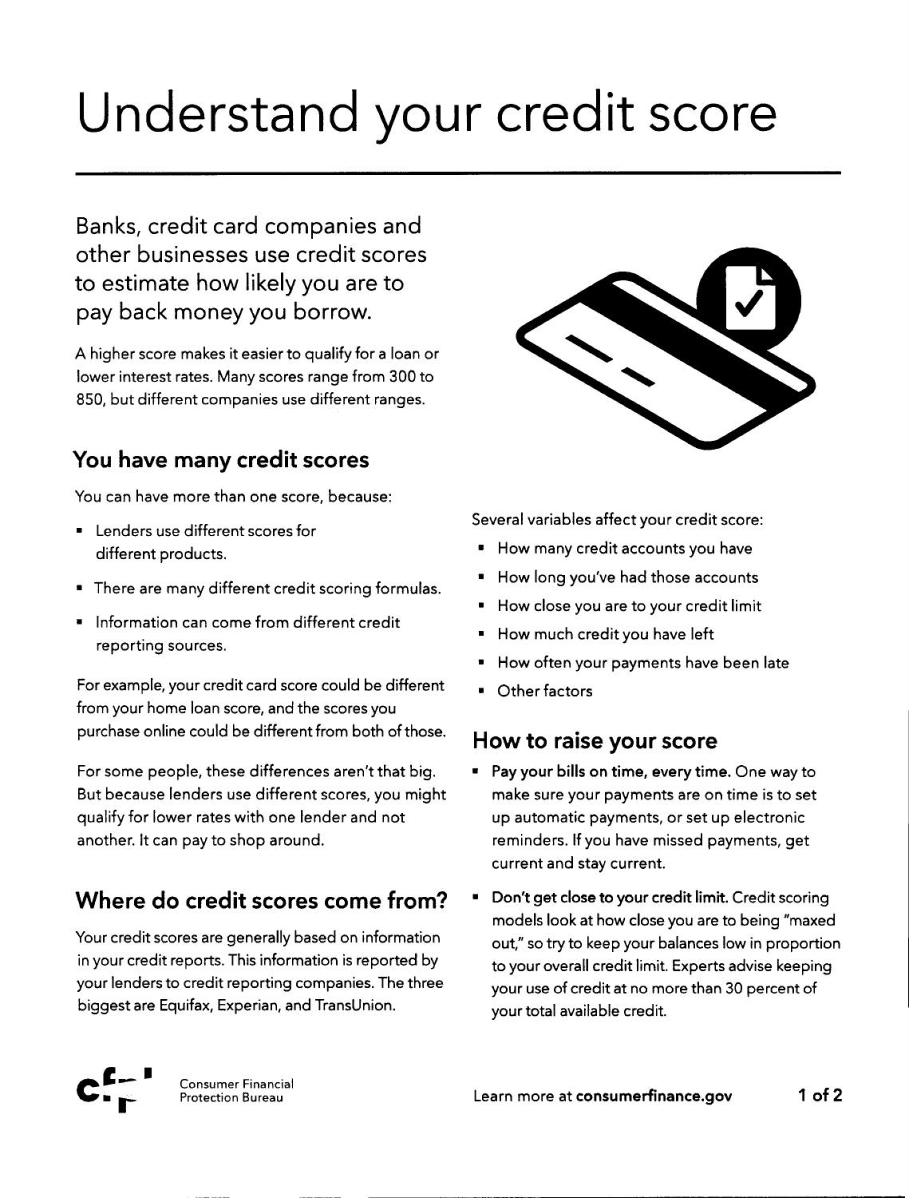# Understand your credit score

## Banks, credit card companies and other businesses use credit scores to estimate how likely you are to pay back money you borrow.

A higher score makes it easier to qualify for a loan or lower interest rates. Many scores range from 300 to 850, but different companies use different ranges.

### You have many credit scores

You can have more than one score, because:

- Lenders use different scores for different products.
- There are many different credit scoring formulas.
- Information can come from different credit reporting sources.

For example, your credit card score could be different from your home loan score, and the scores you purchase online could be different from both of those.

For some people, these differences aren't that big. But because lenders use different scores, you might qualify for lower rates with one lender and not another. It can pay to shop around.

### Where do credit scores come from?

Your credit scores are generally based on information in your credit reports. This information is reported by your lenders to credit reporting companies. The three biggest are Equifax, Experian, and TransUnion.

Several variables affect your credit score:

- How many credit accounts you have
- How long you've had those accounts
- How close you are to your credit limit
- How much credit you have left
- How often your payments have been late
- Other factors

### How to raise your score

- **Pay your bills on time, every time.** One way to make sure your payments are on time is to set up automatic payments, or set up electronic reminders. If you have missed payments, get current and stay current.
- **Don't get close to your credit limit.** Credit scoring models look at how close you are to being "maxed out," so try to keep your balances low in proportion to your overall credit limit. Experts advise keeping your use of credit at no more than 30 percent of your total available credit.

Consumer Financial Protection Bureau

Learn more at **consumerfinance.gov**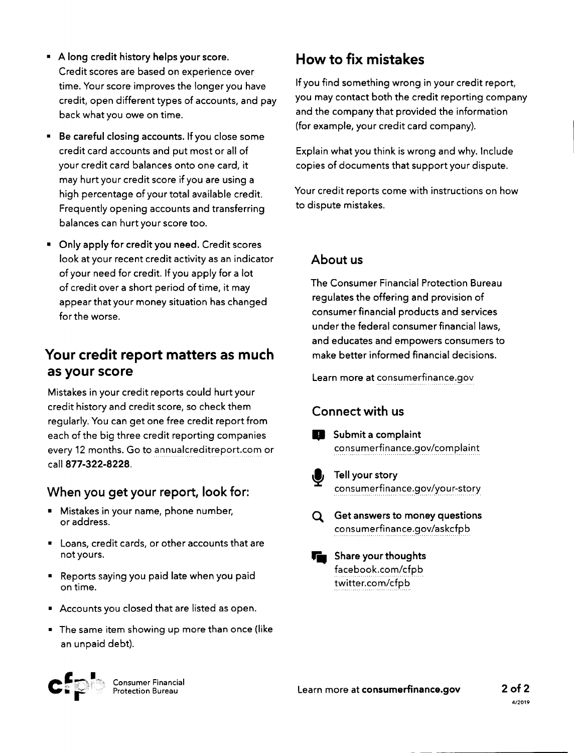- **A long credit history helps your score.** Credit scores are based on experience over time. Your score improves the longer you have credit, open different types of accounts, and pay back what you owe on time.
- **Be careful closing accounts.** If you close some credit card accounts and put most or all of your credit card balances onto one card, it may hurt your credit score if you are using a high percentage of your total available credit. Frequently opening accounts and transferring balances can hurt your score too.
- **Only apply for credit you need.** Credit scores look at your recent credit activity as an indicator of your need for credit. If you apply for a lot of credit over a short period of time, it may appear that your money situation has changed for the worse.

## Your credit report matters as much as your score

Mistakes in your credit reports could hurt your credit history and credit score, so check them regularly. You can get one free credit report from each of the big three credit reporting companies every 12 months. Go to annualcreditreport.com or call **877-322-8228**.

### When you get your report, look for:

- Mistakes in your name, phone number, or address.
- Loans, credit cards, or other accounts that are not yours.
- Reports saying you paid late when you paid on time.
- Accounts you closed that are listed as open.
- The same item showing up more than once (like an unpaid debt).

## How to fix mistakes

If you find something wrong in your credit report, you may contact both the credit reporting company and the company that provided the information (for example, your credit card company).

Explain what you think is wrong and why. Include copies of documents that support your dispute.

Your credit reports come with instructions on how to dispute mistakes.

### About us

The Consumer Financial Protection Bureau regulates the offering and provision of consumer financial products and services under the federal consumer financial laws, and educates and empowers consumers to make better informed financial decisions.

Learn more at consumerfinance.gov

### Connect with us

**Submit a complaint**
consumerfinance.gov/complaint

**Tell your story**
consumerfinance.gov/your-story

**Get answers to money questions**
consumerfinance.gov/askcfpb

**Share your thoughts**
facebook.com/cfpb
twitter.com/cfpb

Consumer Financial Protection Bureau

Learn more at **consumerfinance.gov**

4/2019